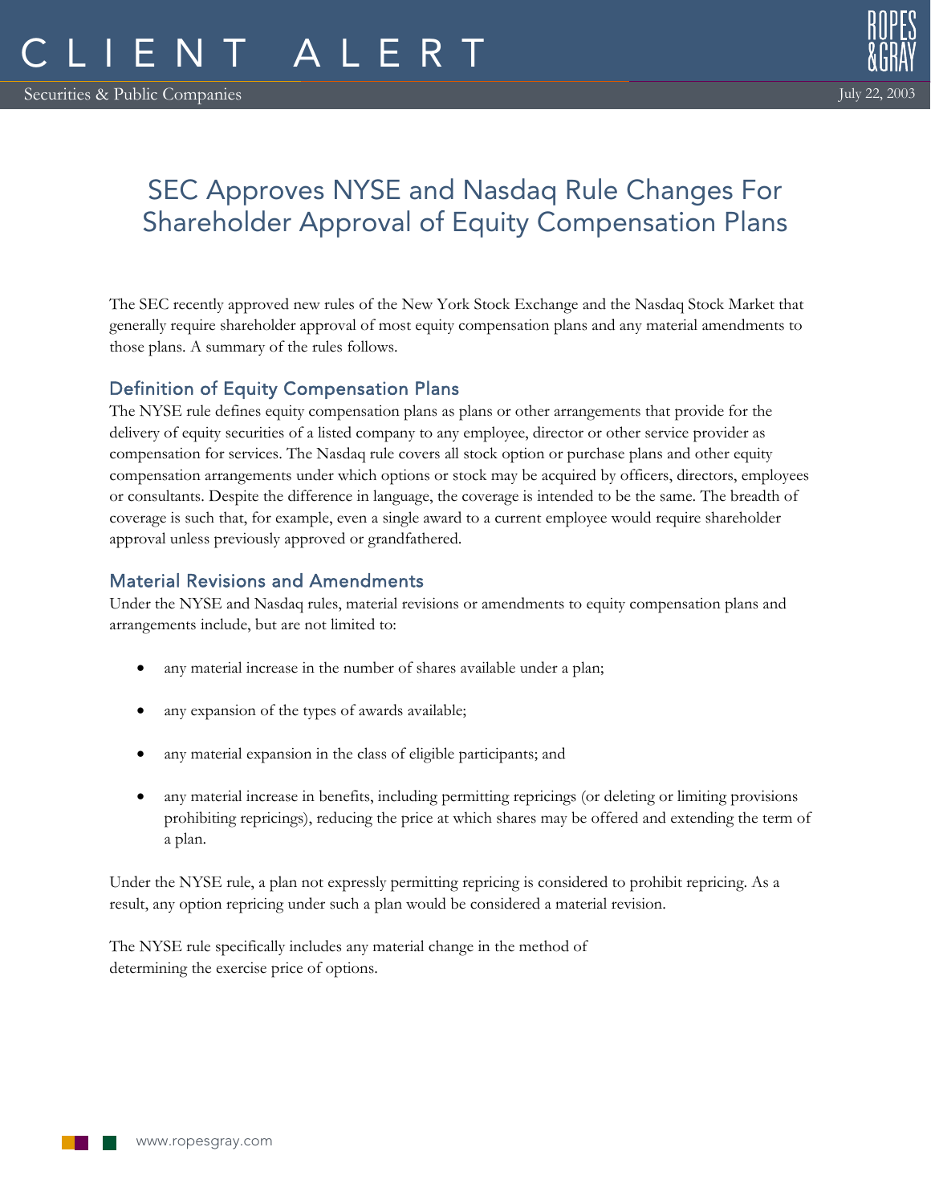# SEC Approves NYSE and Nasdaq Rule Changes For Shareholder Approval of Equity Compensation Plans

The SEC recently approved new rules of the New York Stock Exchange and the Nasdaq Stock Market that generally require shareholder approval of most equity compensation plans and any material amendments to those plans. A summary of the rules follows.

## Definition of Equity Compensation Plans

The NYSE rule defines equity compensation plans as plans or other arrangements that provide for the delivery of equity securities of a listed company to any employee, director or other service provider as compensation for services. The Nasdaq rule covers all stock option or purchase plans and other equity compensation arrangements under which options or stock may be acquired by officers, directors, employees or consultants. Despite the difference in language, the coverage is intended to be the same. The breadth of coverage is such that, for example, even a single award to a current employee would require shareholder approval unless previously approved or grandfathered.

## Material Revisions and Amendments

Under the NYSE and Nasdaq rules, material revisions or amendments to equity compensation plans and arrangements include, but are not limited to:

- any material increase in the number of shares available under a plan;
- any expansion of the types of awards available;
- any material expansion in the class of eligible participants; and
- any material increase in benefits, including permitting repricings (or deleting or limiting provisions prohibiting repricings), reducing the price at which shares may be offered and extending the term of a plan.

Under the NYSE rule, a plan not expressly permitting repricing is considered to prohibit repricing. As a result, any option repricing under such a plan would be considered a material revision.

The NYSE rule specifically includes any material change in the method of determining the exercise price of options.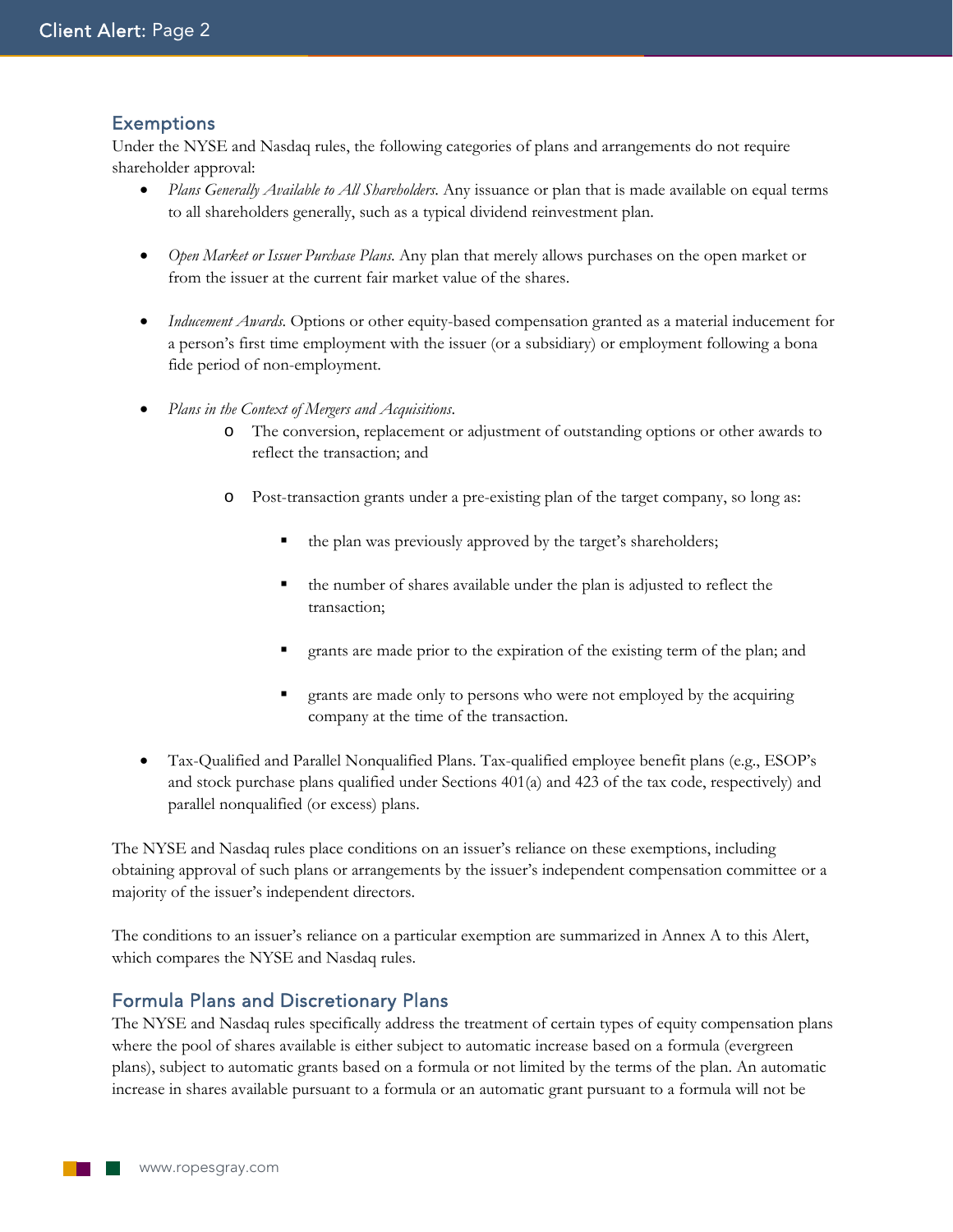## Exemptions

Under the NYSE and Nasdaq rules, the following categories of plans and arrangements do not require shareholder approval:

- *Plans Generally Available to All Shareholders.* Any issuance or plan that is made available on equal terms to all shareholders generally, such as a typical dividend reinvestment plan.
- *Open Market or Issuer Purchase Plans.* Any plan that merely allows purchases on the open market or from the issuer at the current fair market value of the shares.
- *Inducement Awards.* Options or other equity-based compensation granted as a material inducement for a person's first time employment with the issuer (or a subsidiary) or employment following a bona fide period of non-employment.
- *Plans in the Context of Mergers and Acquisitions.*
  - The conversion, replacement or adjustment of outstanding options or other awards to reflect the transaction; and
  - Post-transaction grants under a pre-existing plan of the target company, so long as:
    - the plan was previously approved by the target's shareholders;
    - the number of shares available under the plan is adjusted to reflect the transaction;
    - grants are made prior to the expiration of the existing term of the plan; and
    - grants are made only to persons who were not employed by the acquiring company at the time of the transaction.
- Tax-Qualified and Parallel Nonqualified Plans. Tax-qualified employee benefit plans (e.g., ESOP's and stock purchase plans qualified under Sections 401(a) and 423 of the tax code, respectively) and parallel nonqualified (or excess) plans.

The NYSE and Nasdaq rules place conditions on an issuer's reliance on these exemptions, including obtaining approval of such plans or arrangements by the issuer's independent compensation committee or a majority of the issuer's independent directors.

The conditions to an issuer's reliance on a particular exemption are summarized in Annex A to this Alert, which compares the NYSE and Nasdaq rules.

## Formula Plans and Discretionary Plans

The NYSE and Nasdaq rules specifically address the treatment of certain types of equity compensation plans where the pool of shares available is either subject to automatic increase based on a formula (evergreen plans), subject to automatic grants based on a formula or not limited by the terms of the plan. An automatic increase in shares available pursuant to a formula or an automatic grant pursuant to a formula will not be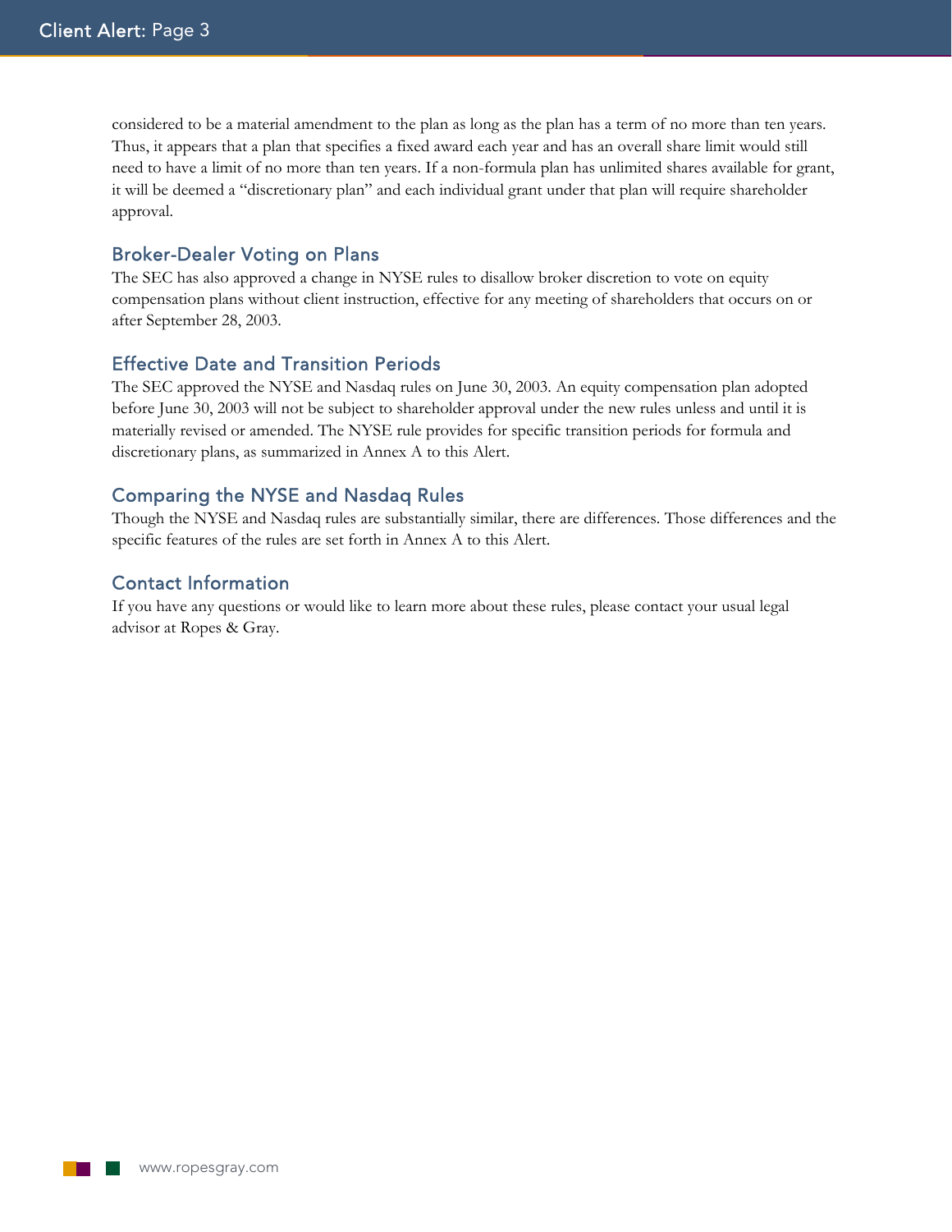considered to be a material amendment to the plan as long as the plan has a term of no more than ten years. Thus, it appears that a plan that specifies a fixed award each year and has an overall share limit would still need to have a limit of no more than ten years. If a non-formula plan has unlimited shares available for grant, it will be deemed a "discretionary plan" and each individual grant under that plan will require shareholder approval.

## Broker-Dealer Voting on Plans

The SEC has also approved a change in NYSE rules to disallow broker discretion to vote on equity compensation plans without client instruction, effective for any meeting of shareholders that occurs on or after September 28, 2003.

## Effective Date and Transition Periods

The SEC approved the NYSE and Nasdaq rules on June 30, 2003. An equity compensation plan adopted before June 30, 2003 will not be subject to shareholder approval under the new rules unless and until it is materially revised or amended. The NYSE rule provides for specific transition periods for formula and discretionary plans, as summarized in Annex A to this Alert.

## Comparing the NYSE and Nasdaq Rules

Though the NYSE and Nasdaq rules are substantially similar, there are differences. Those differences and the specific features of the rules are set forth in Annex A to this Alert.

## Contact Information

If you have any questions or would like to learn more about these rules, please contact your usual legal advisor at Ropes & Gray.